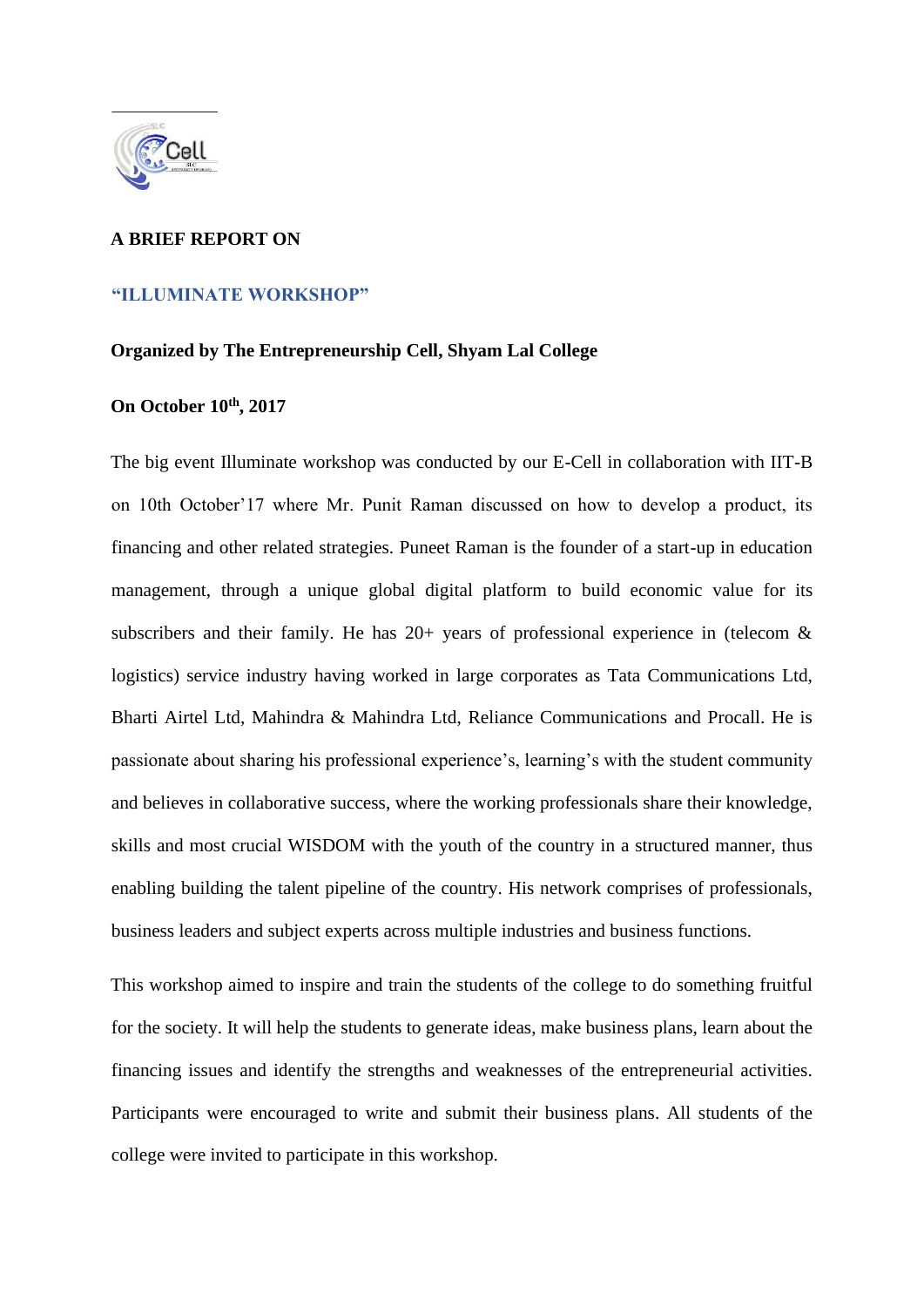**A BRIEF REPORT ON**

**"ILLUMINATE WORKSHOP"**

**Organized by The Entrepreneurship Cell, Shyam Lal College**

**On October 10th, 2017**

The big event Illuminate workshop was conducted by our E-Cell in collaboration with IIT-B on 10th October'17 where Mr. Punit Raman discussed on how to develop a product, its financing and other related strategies. Puneet Raman is the founder of a start-up in education management, through a unique global digital platform to build economic value for its subscribers and their family. He has 20+ years of professional experience in (telecom & logistics) service industry having worked in large corporates as Tata Communications Ltd, Bharti Airtel Ltd, Mahindra & Mahindra Ltd, Reliance Communications and Procall. He is passionate about sharing his professional experience's, learning's with the student community and believes in collaborative success, where the working professionals share their knowledge, skills and most crucial WISDOM with the youth of the country in a structured manner, thus enabling building the talent pipeline of the country. His network comprises of professionals, business leaders and subject experts across multiple industries and business functions.

This workshop aimed to inspire and train the students of the college to do something fruitful for the society. It will help the students to generate ideas, make business plans, learn about the financing issues and identify the strengths and weaknesses of the entrepreneurial activities. Participants were encouraged to write and submit their business plans. All students of the college were invited to participate in this workshop.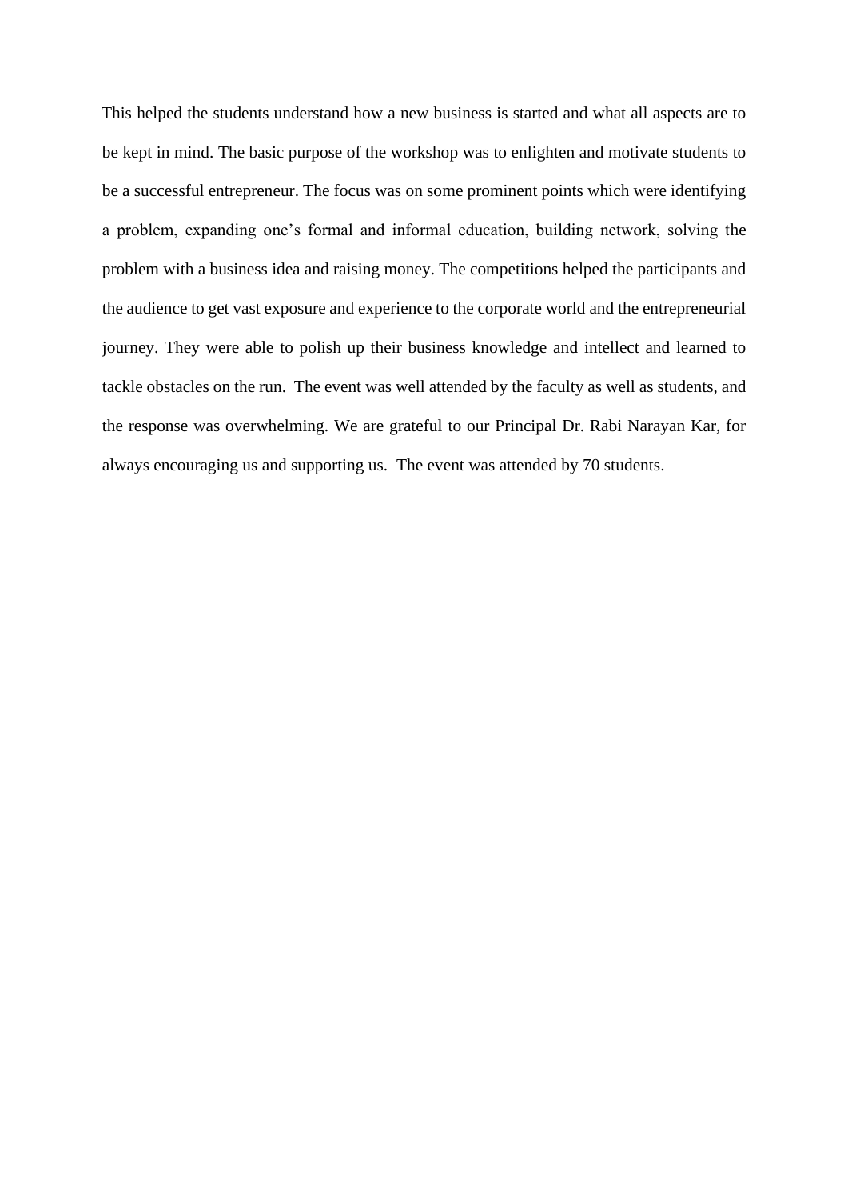This helped the students understand how a new business is started and what all aspects are to be kept in mind. The basic purpose of the workshop was to enlighten and motivate students to be a successful entrepreneur. The focus was on some prominent points which were identifying a problem, expanding one's formal and informal education, building network, solving the problem with a business idea and raising money. The competitions helped the participants and the audience to get vast exposure and experience to the corporate world and the entrepreneurial journey. They were able to polish up their business knowledge and intellect and learned to tackle obstacles on the run. The event was well attended by the faculty as well as students, and the response was overwhelming. We are grateful to our Principal Dr. Rabi Narayan Kar, for always encouraging us and supporting us. The event was attended by 70 students.